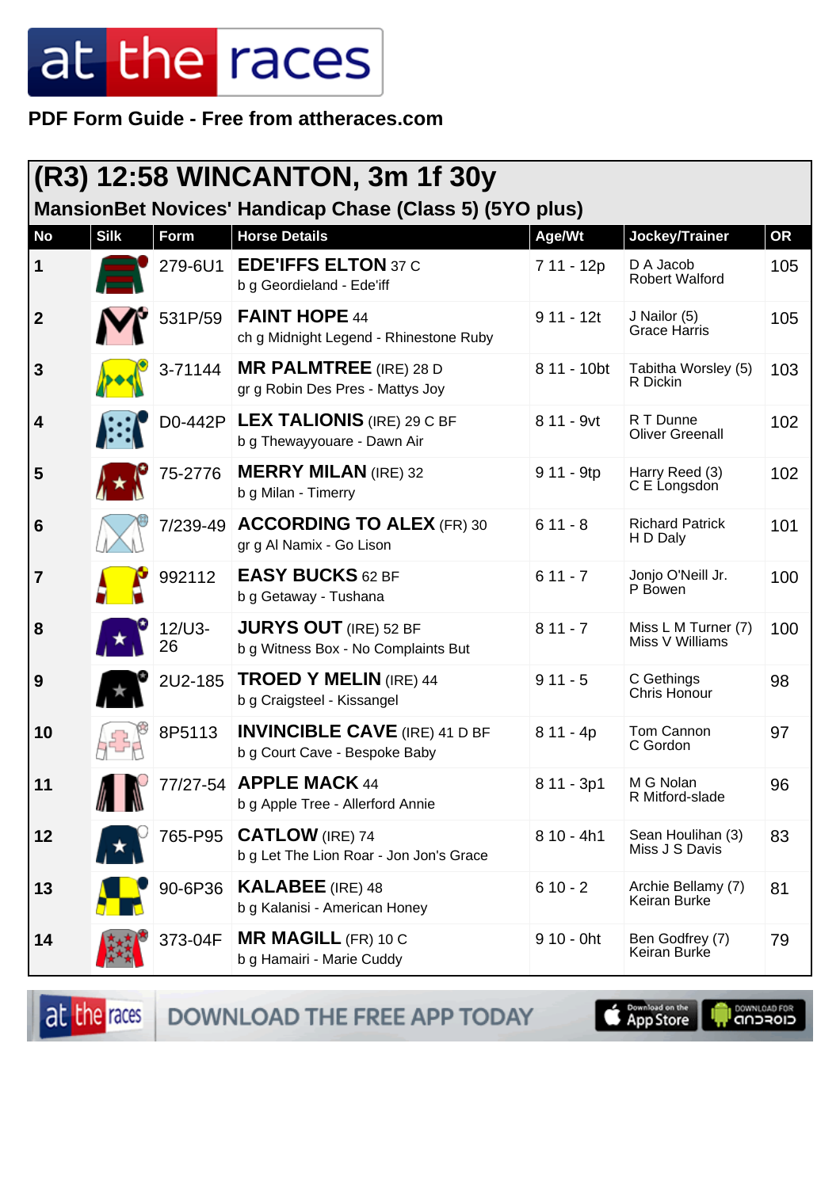# at the races

**PDF Form Guide - Free from attheraces.com**

## (R3) 12:58 WINCANTON, 3m 1f 30y

### MansionBet Novices' Handicap Chase (Class 5) (5YO plus)

| No | Silk | Form | Horse Details | Age/Wt | Jockey/Trainer | OR |
|---|---|---|---|---|---|---|
| 1 | | 279-6U1 | **EDE'IFFS ELTON** 37 C<br>b g Geordieland - Ede'iff | 7 11 - 12p | D A Jacob<br>Robert Walford | 105 |
| 2 | | 531P/59 | **FAINT HOPE** 44<br>ch g Midnight Legend - Rhinestone Ruby | 9 11 - 12t | J Nailor (5)<br>Grace Harris | 105 |
| 3 | | 3-71144 | **MR PALMTREE** (IRE) 28 D<br>gr g Robin Des Pres - Mattys Joy | 8 11 - 10bt | Tabitha Worsley (5)<br>R Dickin | 103 |
| 4 | | D0-442P | **LEX TALIONIS** (IRE) 29 C BF<br>b g Thewayyouare - Dawn Air | 8 11 - 9vt | R T Dunne<br>Oliver Greenall | 102 |
| 5 | | 75-2776 | **MERRY MILAN** (IRE) 32<br>b g Milan - Timerry | 9 11 - 9tp | Harry Reed (3)<br>C E Longsdon | 102 |
| 6 | | 7/239-49 | **ACCORDING TO ALEX** (FR) 30<br>gr g Al Namix - Go Lison | 6 11 - 8 | Richard Patrick<br>H D Daly | 101 |
| 7 | | 992112 | **EASY BUCKS** 62 BF<br>b g Getaway - Tushana | 6 11 - 7 | Jonjo O'Neill Jr.<br>P Bowen | 100 |
| 8 | | 12/U3-26 | **JURYS OUT** (IRE) 52 BF<br>b g Witness Box - No Complaints But | 8 11 - 7 | Miss L M Turner (7)<br>Miss V Williams | 100 |
| 9 | | 2U2-185 | **TROED Y MELIN** (IRE) 44<br>b g Craigsteel - Kissangel | 9 11 - 5 | C Gethings<br>Chris Honour | 98 |
| 10 | | 8P5113 | **INVINCIBLE CAVE** (IRE) 41 D BF<br>b g Court Cave - Bespoke Baby | 8 11 - 4p | Tom Cannon<br>C Gordon | 97 |
| 11 | | 77/27-54 | **APPLE MACK** 44<br>b g Apple Tree - Allerford Annie | 8 11 - 3p1 | M G Nolan<br>R Mitford-slade | 96 |
| 12 | | 765-P95 | **CATLOW** (IRE) 74<br>b g Let The Lion Roar - Jon Jon's Grace | 8 10 - 4h1 | Sean Houlihan (3)<br>Miss J S Davis | 83 |
| 13 | | 90-6P36 | **KALABEE** (IRE) 48<br>b g Kalanisi - American Honey | 6 10 - 2 | Archie Bellamy (7)<br>Keiran Burke | 81 |
| 14 | | 373-04F | **MR MAGILL** (FR) 10 C<br>b g Hamairi - Marie Cuddy | 9 10 - 0ht | Ben Godfrey (7)<br>Keiran Burke | 79 |

DOWNLOAD THE FREE APP TODAY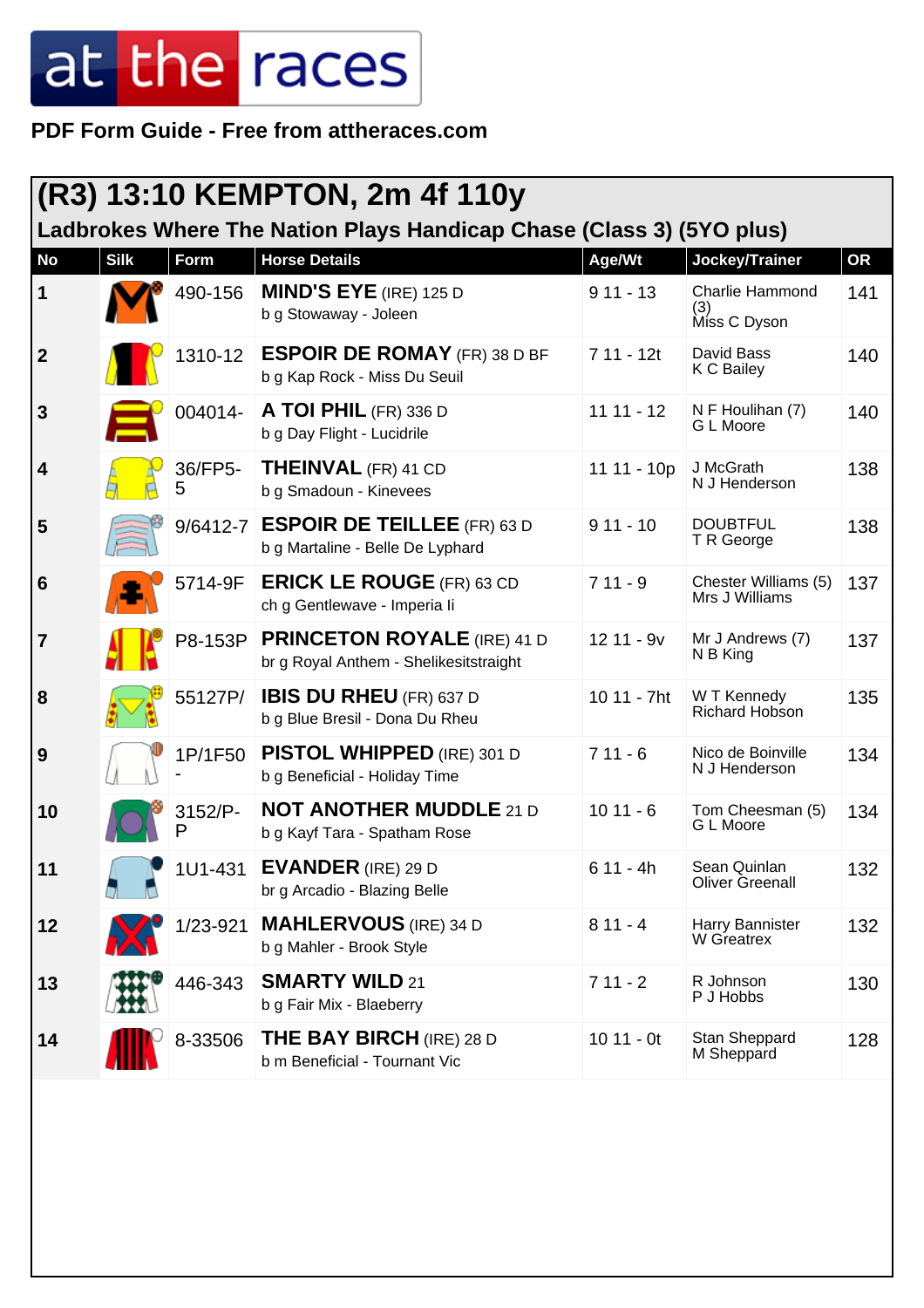# at the races

**PDF Form Guide - Free from attheraces.com**

## (R3) 13:10 KEMPTON, 2m 4f 110y

### Ladbrokes Where The Nation Plays Handicap Chase (Class 3) (5YO plus)

| No | Silk | Form | Horse Details | Age/Wt | Jockey/Trainer | OR |
|---|---|---|---|---|---|---|
| 1 | | 490-156 | **MIND'S EYE** (IRE) 125 D<br>b g Stowaway - Joleen | 9 11 - 13 | Charlie Hammond (3)<br>Miss C Dyson | 141 |
| 2 | | 1310-12 | **ESPOIR DE ROMAY** (FR) 38 D BF<br>b g Kap Rock - Miss Du Seuil | 7 11 - 12t | David Bass<br>K C Bailey | 140 |
| 3 | | 004014- | **A TOI PHIL** (FR) 336 D<br>b g Day Flight - Lucidrile | 11 11 - 12 | N F Houlihan (7)<br>G L Moore | 140 |
| 4 | | 36/FP5-5 | **THEINVAL** (FR) 41 CD<br>b g Smadoun - Kinevees | 11 11 - 10p | J McGrath<br>N J Henderson | 138 |
| 5 | | 9/6412-7 | **ESPOIR DE TEILLEE** (FR) 63 D<br>b g Martaline - Belle De Lyphard | 9 11 - 10 | DOUBTFUL<br>T R George | 138 |
| 6 | | 5714-9F | **ERICK LE ROUGE** (FR) 63 CD<br>ch g Gentlewave - Imperia Ii | 7 11 - 9 | Chester Williams (5)<br>Mrs J Williams | 137 |
| 7 | | P8-153P | **PRINCETON ROYALE** (IRE) 41 D<br>br g Royal Anthem - Shelikesitstraight | 12 11 - 9v | Mr J Andrews (7)<br>N B King | 137 |
| 8 | | 55127P/ | **IBIS DU RHEU** (FR) 637 D<br>b g Blue Bresil - Dona Du Rheu | 10 11 - 7ht | W T Kennedy<br>Richard Hobson | 135 |
| 9 | | 1P/1F50- | **PISTOL WHIPPED** (IRE) 301 D<br>b g Beneficial - Holiday Time | 7 11 - 6 | Nico de Boinville<br>N J Henderson | 134 |
| 10 | | 3152/P-P | **NOT ANOTHER MUDDLE** 21 D<br>b g Kayf Tara - Spatham Rose | 10 11 - 6 | Tom Cheesman (5)<br>G L Moore | 134 |
| 11 | | 1U1-431 | **EVANDER** (IRE) 29 D<br>br g Arcadio - Blazing Belle | 6 11 - 4h | Sean Quinlan<br>Oliver Greenall | 132 |
| 12 | | 1/23-921 | **MAHLERVOUS** (IRE) 34 D<br>b g Mahler - Brook Style | 8 11 - 4 | Harry Bannister<br>W Greatrex | 132 |
| 13 | | 446-343 | **SMARTY WILD** 21<br>b g Fair Mix - Blaeberry | 7 11 - 2 | R Johnson<br>P J Hobbs | 130 |
| 14 | | 8-33506 | **THE BAY BIRCH** (IRE) 28 D<br>b m Beneficial - Tournant Vic | 10 11 - 0t | Stan Sheppard<br>M Sheppard | 128 |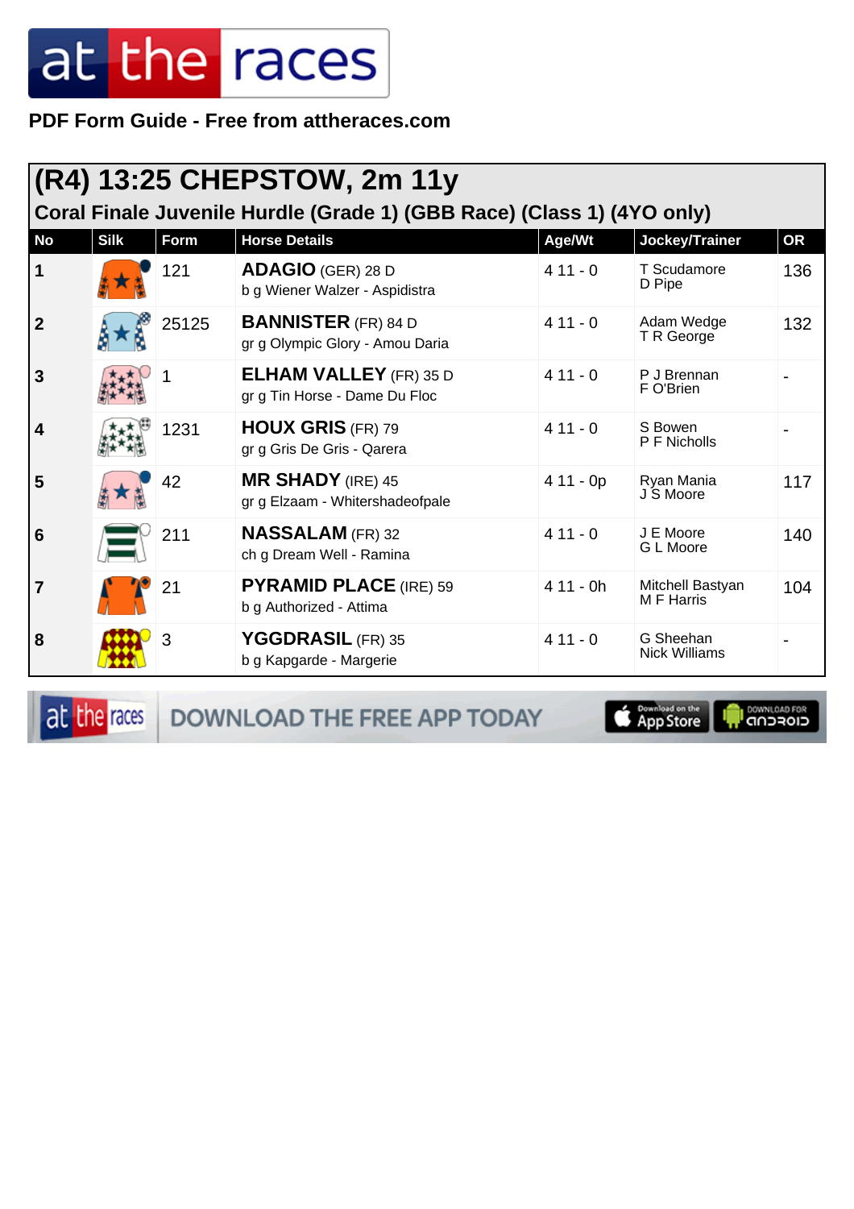**PDF Form Guide - Free from attheraces.com**

## (R4) 13:25 CHEPSTOW, 2m 11y

### Coral Finale Juvenile Hurdle (Grade 1) (GBB Race) (Class 1) (4YO only)

| No | Silk | Form | Horse Details | Age/Wt | Jockey/Trainer | OR |
|---|---|---|---|---|---|---|
| 1 | | 121 | **ADAGIO** (GER) 28 D<br>b g Wiener Walzer - Aspidistra | 4 11 - 0 | T Scudamore<br>D Pipe | 136 |
| 2 | | 25125 | **BANNISTER** (FR) 84 D<br>gr g Olympic Glory - Amou Daria | 4 11 - 0 | Adam Wedge<br>T R George | 132 |
| 3 | | 1 | **ELHAM VALLEY** (FR) 35 D<br>gr g Tin Horse - Dame Du Floc | 4 11 - 0 | P J Brennan<br>F O'Brien | - |
| 4 | | 1231 | **HOUX GRIS** (FR) 79<br>gr g Gris De Gris - Qarera | 4 11 - 0 | S Bowen<br>P F Nicholls | - |
| 5 | | 42 | **MR SHADY** (IRE) 45<br>gr g Elzaam - Whitershadeofpale | 4 11 - 0p | Ryan Mania<br>J S Moore | 117 |
| 6 | | 211 | **NASSALAM** (FR) 32<br>ch g Dream Well - Ramina | 4 11 - 0 | J E Moore<br>G L Moore | 140 |
| 7 | | 21 | **PYRAMID PLACE** (IRE) 59<br>b g Authorized - Attima | 4 11 - 0h | Mitchell Bastyan<br>M F Harris | 104 |
| 8 | | 3 | **YGGDRASIL** (FR) 35<br>b g Kapgarde - Margerie | 4 11 - 0 | G Sheehan<br>Nick Williams | - |

DOWNLOAD THE FREE APP TODAY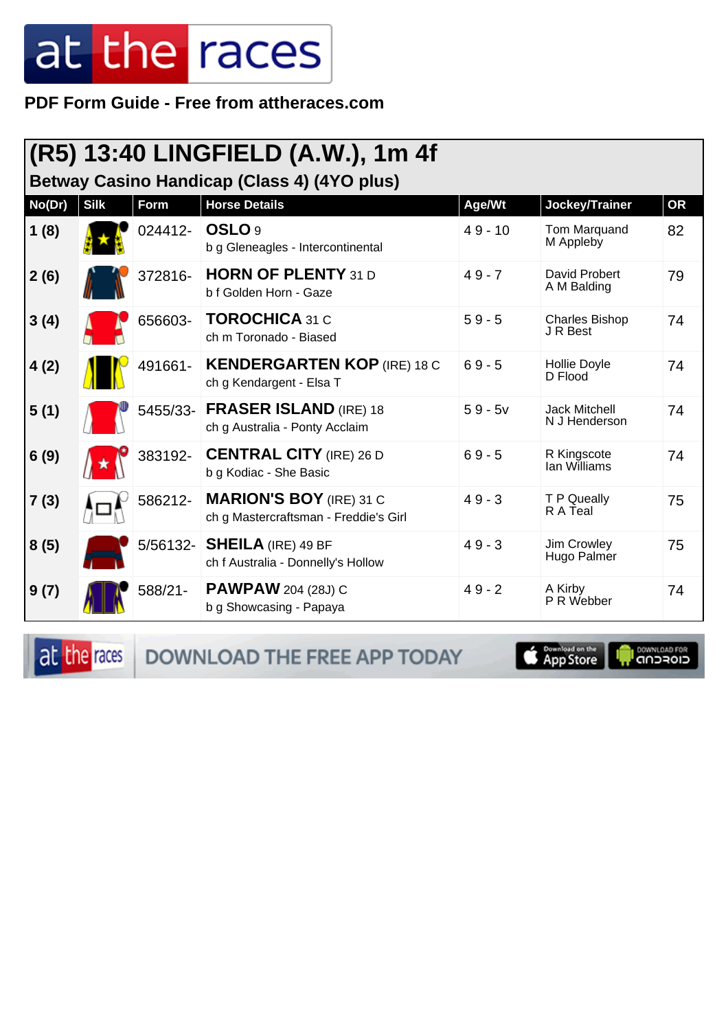PDF Form Guide - Free from attheraces.com

## (R5) 13:40 LINGFIELD (A.W.), 1m 4f

### Betway Casino Handicap (Class 4) (4YO plus)

| No(Dr) | Silk | Form | Horse Details | Age/Wt | Jockey/Trainer | OR |
|---|---|---|---|---|---|---|
| 1 (8) | | 024412- | **OSLO** 9<br>b g Gleneagles - Intercontinental | 4 9 - 10 | Tom Marquand<br>M Appleby | 82 |
| 2 (6) | | 372816- | **HORN OF PLENTY** 31 D<br>b f Golden Horn - Gaze | 4 9 - 7 | David Probert<br>A M Balding | 79 |
| 3 (4) | | 656603- | **TOROCHICA** 31 C<br>ch m Toronado - Biased | 5 9 - 5 | Charles Bishop<br>J R Best | 74 |
| 4 (2) | | 491661- | **KENDERGARTEN KOP** (IRE) 18 C<br>ch g Kendargent - Elsa T | 6 9 - 5 | Hollie Doyle<br>D Flood | 74 |
| 5 (1) | | 5455/33- | **FRASER ISLAND** (IRE) 18<br>ch g Australia - Ponty Acclaim | 5 9 - 5v | Jack Mitchell<br>N J Henderson | 74 |
| 6 (9) | | 383192- | **CENTRAL CITY** (IRE) 26 D<br>b g Kodiac - She Basic | 6 9 - 5 | R Kingscote<br>Ian Williams | 74 |
| 7 (3) | | 586212- | **MARION'S BOY** (IRE) 31 C<br>ch g Mastercraftsman - Freddie's Girl | 4 9 - 3 | T P Queally<br>R A Teal | 75 |
| 8 (5) | | 5/56132- | **SHEILA** (IRE) 49 BF<br>ch f Australia - Donnelly's Hollow | 4 9 - 3 | Jim Crowley<br>Hugo Palmer | 75 |
| 9 (7) | | 588/21- | **PAWPAW** 204 (28J) C<br>b g Showcasing - Papaya | 4 9 - 2 | A Kirby<br>P R Webber | 74 |

DOWNLOAD THE FREE APP TODAY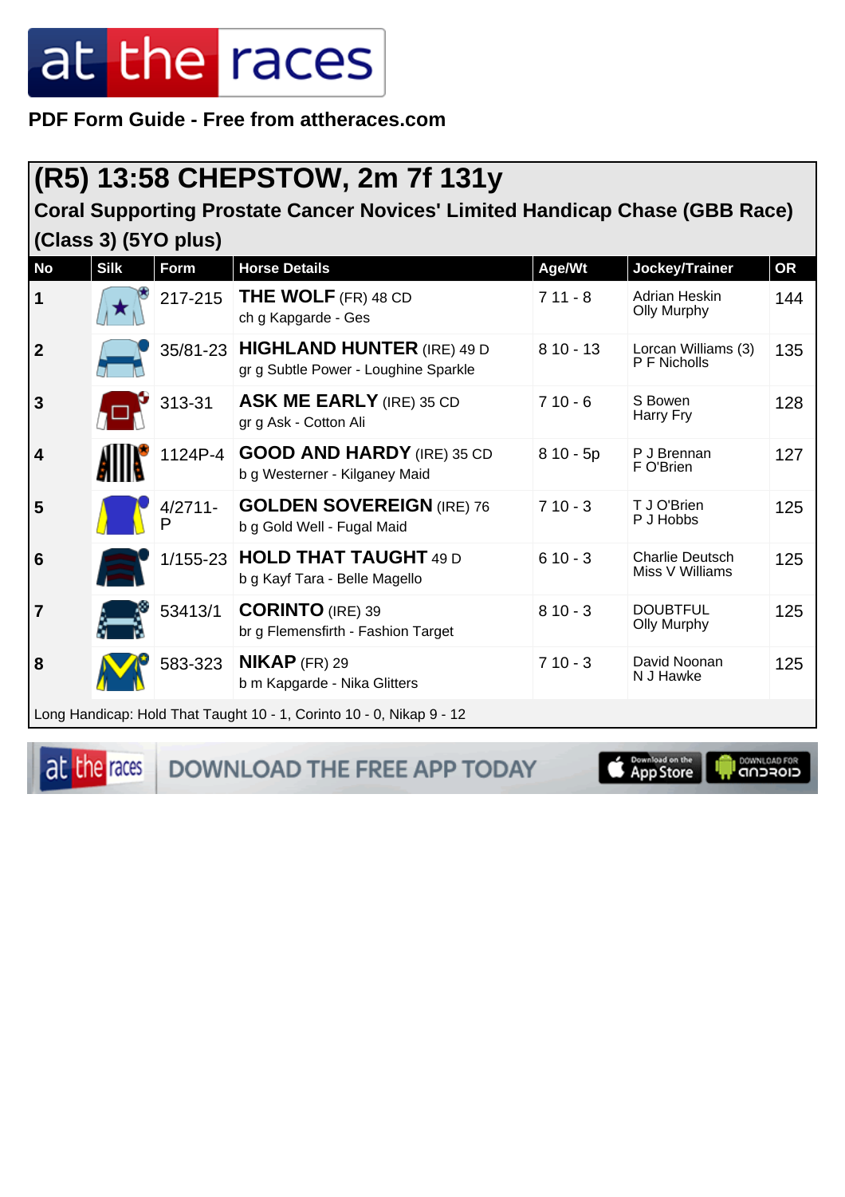at the races

**PDF Form Guide - Free from attheraces.com**

## (R5) 13:58 CHEPSTOW, 2m 7f 131y

### Coral Supporting Prostate Cancer Novices' Limited Handicap Chase (GBB Race) (Class 3) (5YO plus)

| No | Silk | Form | Horse Details | Age/Wt | Jockey/Trainer | OR |
|---|---|---|---|---|---|---|
| 1 | | 217-215 | **THE WOLF** (FR) 48 CD<br>ch g Kapgarde - Ges | 7 11 - 8 | Adrian Heskin<br>Olly Murphy | 144 |
| 2 | | 35/81-23 | **HIGHLAND HUNTER** (IRE) 49 D<br>gr g Subtle Power - Loughine Sparkle | 8 10 - 13 | Lorcan Williams (3)<br>P F Nicholls | 135 |
| 3 | | 313-31 | **ASK ME EARLY** (IRE) 35 CD<br>gr g Ask - Cotton Ali | 7 10 - 6 | S Bowen<br>Harry Fry | 128 |
| 4 | | 1124P-4 | **GOOD AND HARDY** (IRE) 35 CD<br>b g Westerner - Kilganey Maid | 8 10 - 5p | P J Brennan<br>F O'Brien | 127 |
| 5 | | 4/2711-P | **GOLDEN SOVEREIGN** (IRE) 76<br>b g Gold Well - Fugal Maid | 7 10 - 3 | T J O'Brien<br>P J Hobbs | 125 |
| 6 | | 1/155-23 | **HOLD THAT TAUGHT** 49 D<br>b g Kayf Tara - Belle Magello | 6 10 - 3 | Charlie Deutsch<br>Miss V Williams | 125 |
| 7 | | 53413/1 | **CORINTO** (IRE) 39<br>br g Flemensfirth - Fashion Target | 8 10 - 3 | DOUBTFUL<br>Olly Murphy | 125 |
| 8 | | 583-323 | **NIKAP** (FR) 29<br>b m Kapgarde - Nika Glitters | 7 10 - 3 | David Noonan<br>N J Hawke | 125 |

Long Handicap: Hold That Taught 10 - 1, Corinto 10 - 0, Nikap 9 - 12

at the races DOWNLOAD THE FREE APP TODAY — Download on the App Store — DOWNLOAD FOR ANDROID